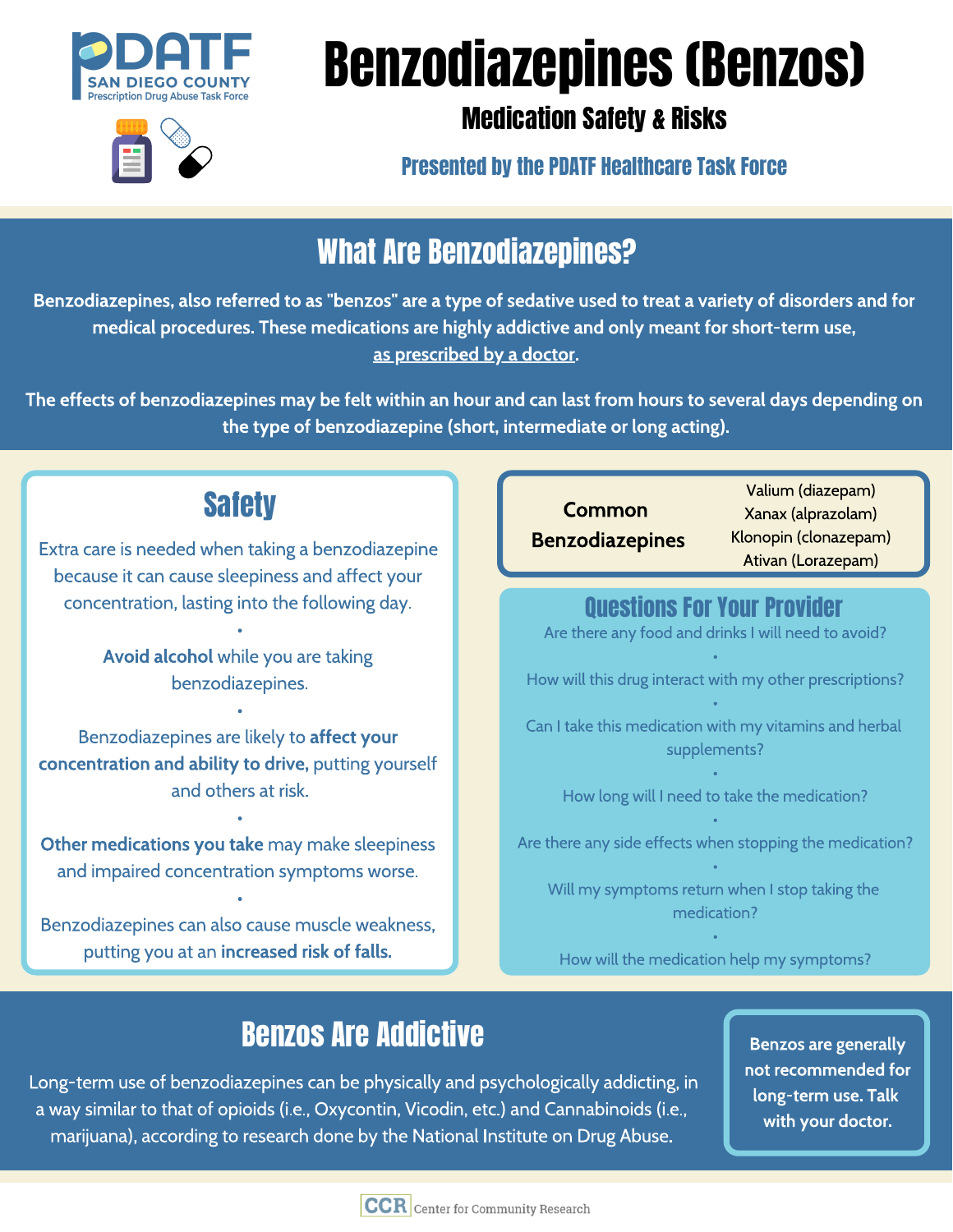PDATF
SAN DIEGO COUNTY
Prescription Drug Abuse Task Force

# Benzodiazepines (Benzos)

## Medication Safety & Risks

**Presented by the PDATF Healthcare Task Force**

## What Are Benzodiazepines?

Benzodiazepines, also referred to as "benzos" are a type of sedative used to treat a variety of disorders and for medical procedures. These medications are highly addictive and only meant for short-term use, as prescribed by a doctor.

The effects of benzodiazepines may be felt within an hour and can last from hours to several days depending on the type of benzodiazepine (short, intermediate or long acting).

## Safety

Extra care is needed when taking a benzodiazepine because it can cause sleepiness and affect your concentration, lasting into the following day.

•

**Avoid alcohol** while you are taking benzodiazepines.

•

Benzodiazepines are likely to **affect your concentration and ability to drive,** putting yourself and others at risk.

•

**Other medications you take** may make sleepiness and impaired concentration symptoms worse.

•

Benzodiazepines can also cause muscle weakness, putting you at an **increased risk of falls.**

| Common Benzodiazepines | |
|---|---|
| | Valium (diazepam) |
| | Xanax (alprazolam) |
| | Klonopin (clonazepam) |
| | Ativan (Lorazepam) |

## Questions For Your Provider

Are there any food and drinks I will need to avoid?

•

How will this drug interact with my other prescriptions?

•

Can I take this medication with my vitamins and herbal supplements?

•

How long will I need to take the medication?

•

Are there any side effects when stopping the medication?

•

Will my symptoms return when I stop taking the medication?

•

How will the medication help my symptoms?

## Benzos Are Addictive

Long-term use of benzodiazepines can be physically and psychologically addicting, in a way similar to that of opioids (i.e., Oxycontin, Vicodin, etc.) and Cannabinoids (i.e., marijuana), according to research done by the National Institute on Drug Abuse.

**Benzos are generally not recommended for long-term use. Talk with your doctor.**

CCR Center for Community Research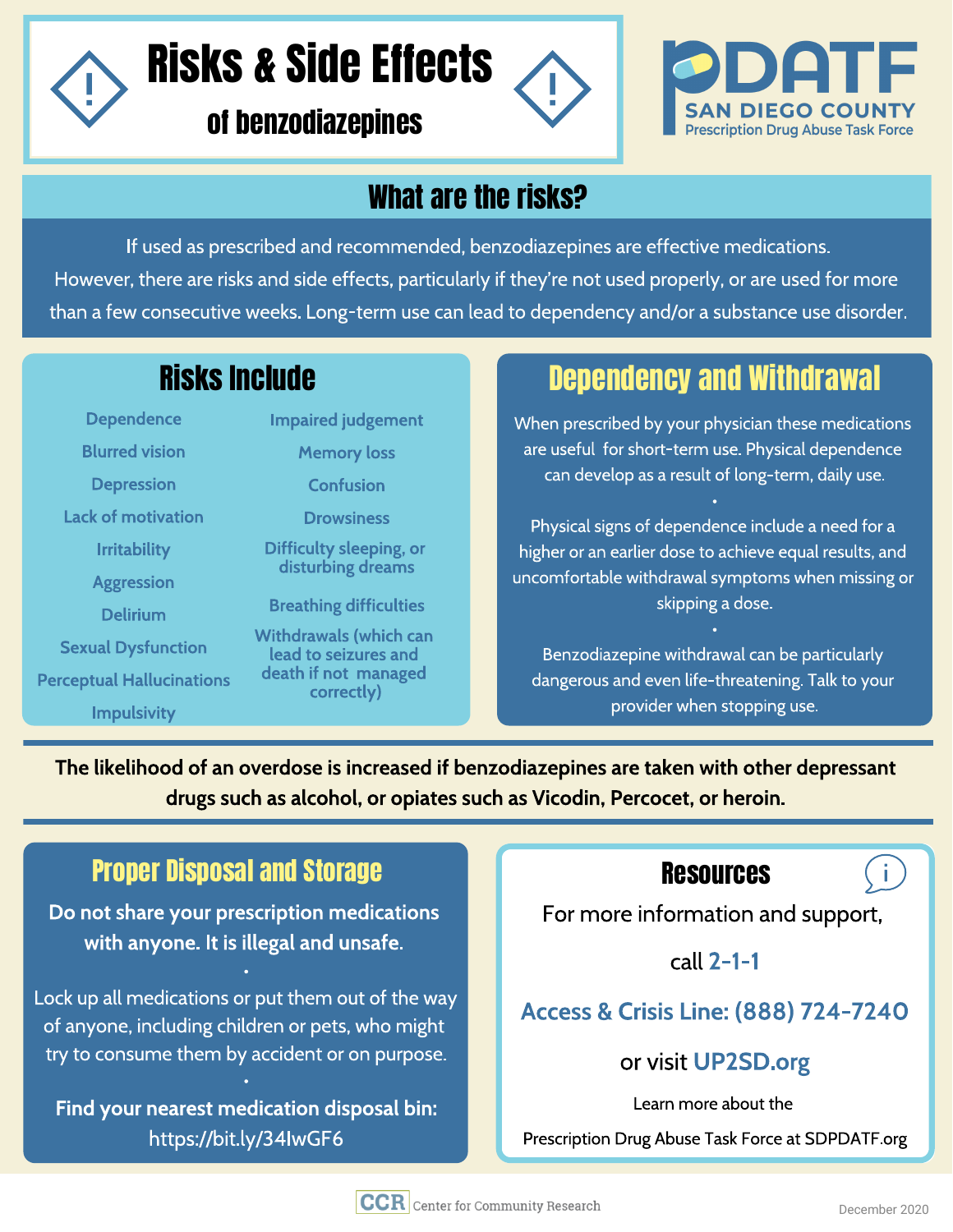# Risks & Side Effects

## of benzodiazepines

PDATF
SAN DIEGO COUNTY
Prescription Drug Abuse Task Force

## What are the risks?

If used as prescribed and recommended, benzodiazepines are effective medications. However, there are risks and side effects, particularly if they're not used properly, or are used for more than a few consecutive weeks. Long-term use can lead to dependency and/or a substance use disorder.

## Risks Include

- Dependence
- Blurred vision
- Depression
- Lack of motivation
- Irritability
- Aggression
- Delirium
- Sexual Dysfunction
- Perceptual Hallucinations
- Impulsivity
- Impaired judgement
- Memory loss
- Confusion
- Drowsiness
- Difficulty sleeping, or disturbing dreams
- Breathing difficulties
- Withdrawals (which can lead to seizures and death if not managed correctly)

## Dependency and Withdrawal

When prescribed by your physician these medications are useful for short-term use. Physical dependence can develop as a result of long-term, daily use.

Physical signs of dependence include a need for a higher or an earlier dose to achieve equal results, and uncomfortable withdrawal symptoms when missing or skipping a dose.

Benzodiazepine withdrawal can be particularly dangerous and even life-threatening. Talk to your provider when stopping use.

**The likelihood of an overdose is increased if benzodiazepines are taken with other depressant drugs such as alcohol, or opiates such as Vicodin, Percocet, or heroin.**

## Proper Disposal and Storage

**Do not share your prescription medications with anyone. It is illegal and unsafe.**

Lock up all medications or put them out of the way of anyone, including children or pets, who might try to consume them by accident or on purpose.

**Find your nearest medication disposal bin:** https://bit.ly/34IwGF6

## Resources

For more information and support,

call **2-1-1**

**Access & Crisis Line: (888) 724-7240**

or visit **UP2SD.org**

Learn more about the

Prescription Drug Abuse Task Force at SDPDATF.org

CCR Center for Community Research

December 2020